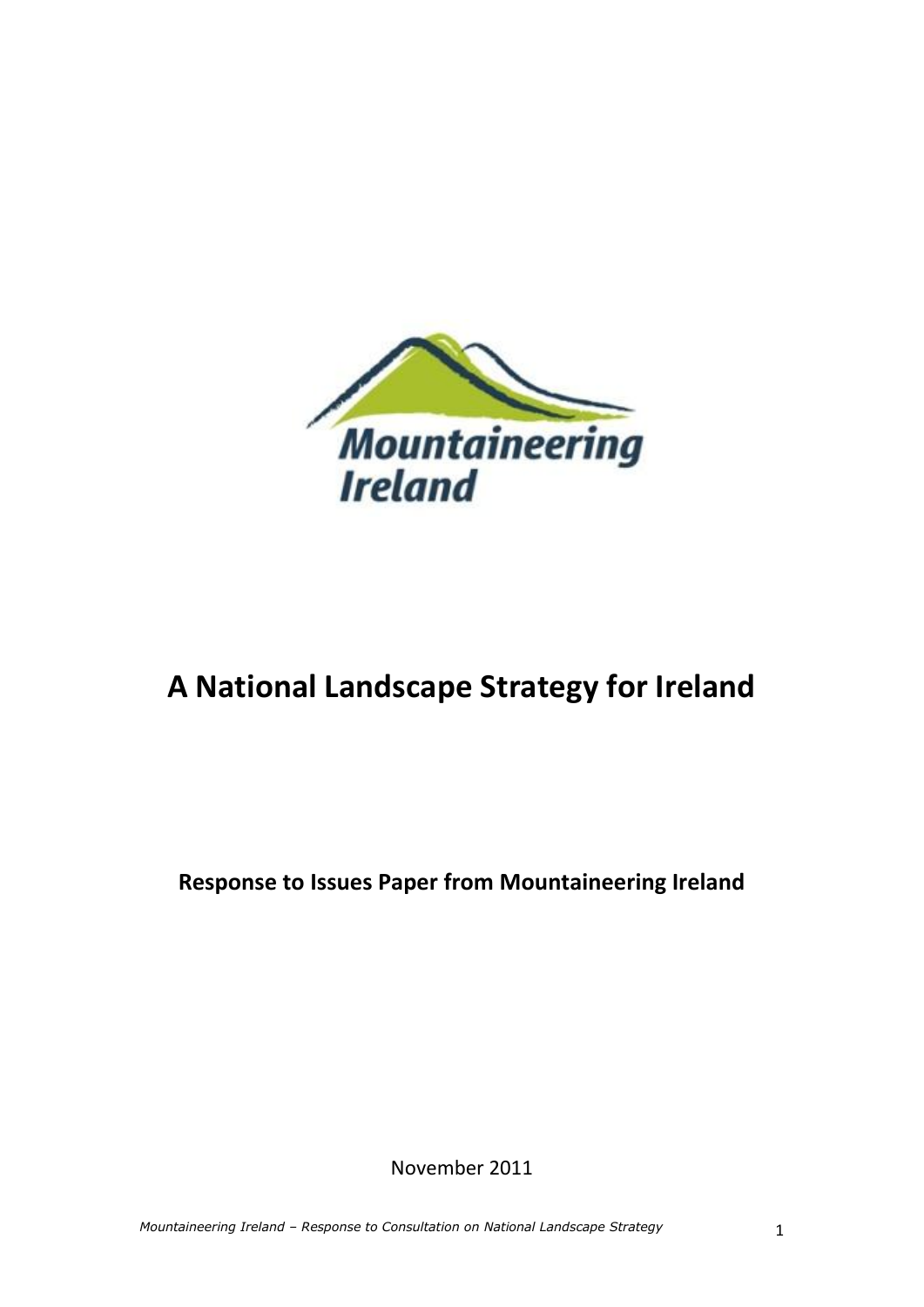Mountaineering Ireland

# A National Landscape Strategy for Ireland

**Response to Issues Paper from Mountaineering Ireland**

November 2011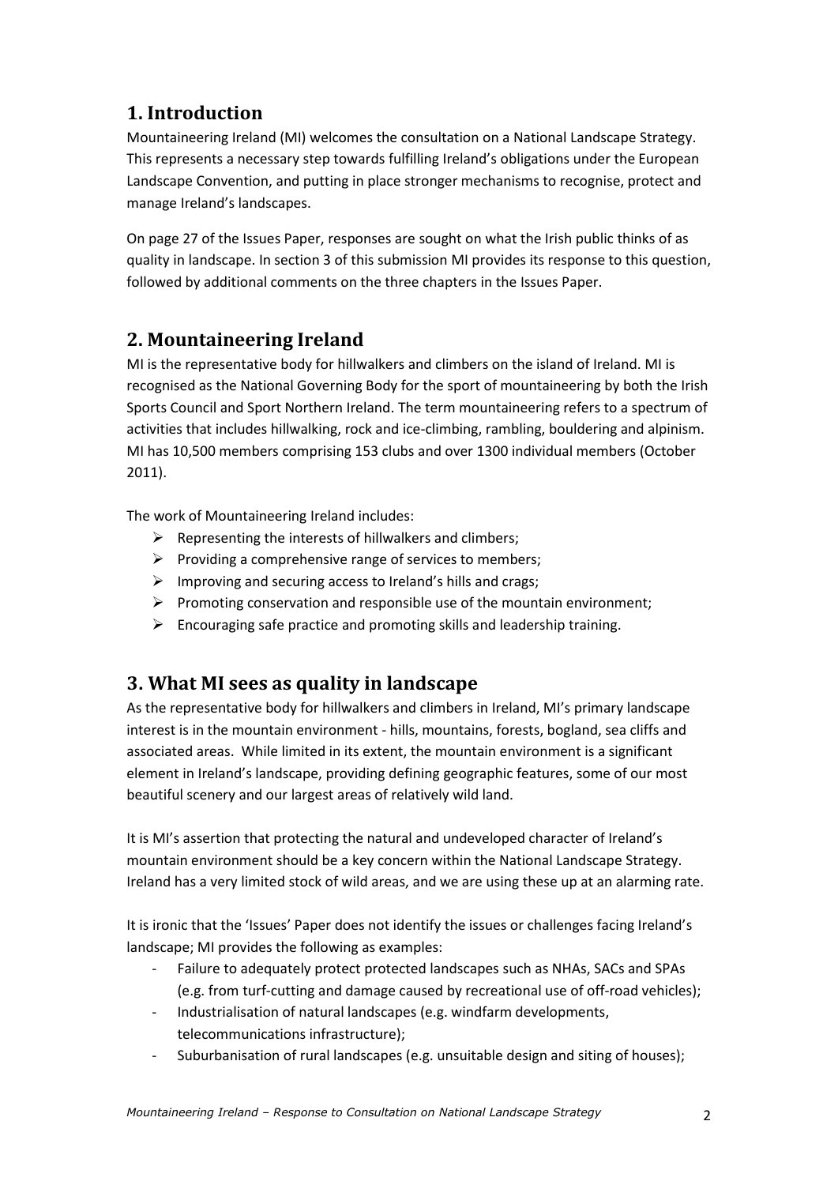## 1. Introduction

Mountaineering Ireland (MI) welcomes the consultation on a National Landscape Strategy. This represents a necessary step towards fulfilling Ireland's obligations under the European Landscape Convention, and putting in place stronger mechanisms to recognise, protect and manage Ireland's landscapes.

On page 27 of the Issues Paper, responses are sought on what the Irish public thinks of as quality in landscape. In section 3 of this submission MI provides its response to this question, followed by additional comments on the three chapters in the Issues Paper.

## 2. Mountaineering Ireland

MI is the representative body for hillwalkers and climbers on the island of Ireland. MI is recognised as the National Governing Body for the sport of mountaineering by both the Irish Sports Council and Sport Northern Ireland. The term mountaineering refers to a spectrum of activities that includes hillwalking, rock and ice-climbing, rambling, bouldering and alpinism. MI has 10,500 members comprising 153 clubs and over 1300 individual members (October 2011).

The work of Mountaineering Ireland includes:

- Representing the interests of hillwalkers and climbers;
- Providing a comprehensive range of services to members;
- Improving and securing access to Ireland's hills and crags;
- Promoting conservation and responsible use of the mountain environment;
- Encouraging safe practice and promoting skills and leadership training.

## 3. What MI sees as quality in landscape

As the representative body for hillwalkers and climbers in Ireland, MI's primary landscape interest is in the mountain environment - hills, mountains, forests, bogland, sea cliffs and associated areas. While limited in its extent, the mountain environment is a significant element in Ireland's landscape, providing defining geographic features, some of our most beautiful scenery and our largest areas of relatively wild land.

It is MI's assertion that protecting the natural and undeveloped character of Ireland's mountain environment should be a key concern within the National Landscape Strategy. Ireland has a very limited stock of wild areas, and we are using these up at an alarming rate.

It is ironic that the 'Issues' Paper does not identify the issues or challenges facing Ireland's landscape; MI provides the following as examples:

- Failure to adequately protect protected landscapes such as NHAs, SACs and SPAs (e.g. from turf-cutting and damage caused by recreational use of off-road vehicles);
- Industrialisation of natural landscapes (e.g. windfarm developments, telecommunications infrastructure);
- Suburbanisation of rural landscapes (e.g. unsuitable design and siting of houses);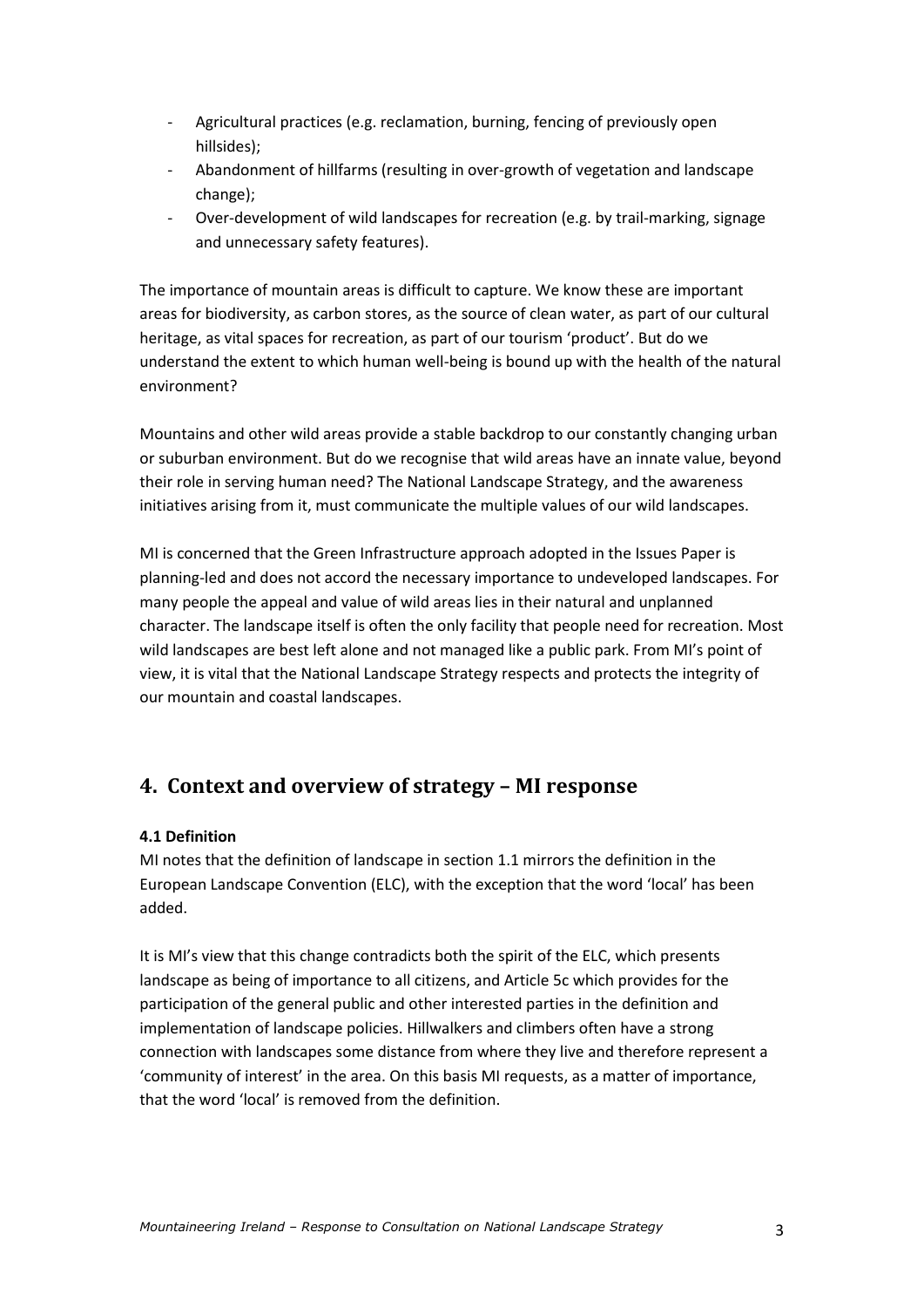- Agricultural practices (e.g. reclamation, burning, fencing of previously open hillsides);
- Abandonment of hillfarms (resulting in over-growth of vegetation and landscape change);
- Over-development of wild landscapes for recreation (e.g. by trail-marking, signage and unnecessary safety features).

The importance of mountain areas is difficult to capture. We know these are important areas for biodiversity, as carbon stores, as the source of clean water, as part of our cultural heritage, as vital spaces for recreation, as part of our tourism 'product'. But do we understand the extent to which human well-being is bound up with the health of the natural environment?

Mountains and other wild areas provide a stable backdrop to our constantly changing urban or suburban environment. But do we recognise that wild areas have an innate value, beyond their role in serving human need? The National Landscape Strategy, and the awareness initiatives arising from it, must communicate the multiple values of our wild landscapes.

MI is concerned that the Green Infrastructure approach adopted in the Issues Paper is planning-led and does not accord the necessary importance to undeveloped landscapes. For many people the appeal and value of wild areas lies in their natural and unplanned character. The landscape itself is often the only facility that people need for recreation. Most wild landscapes are best left alone and not managed like a public park. From MI's point of view, it is vital that the National Landscape Strategy respects and protects the integrity of our mountain and coastal landscapes.

## 4. Context and overview of strategy – MI response

**4.1 Definition**

MI notes that the definition of landscape in section 1.1 mirrors the definition in the European Landscape Convention (ELC), with the exception that the word 'local' has been added.

It is MI's view that this change contradicts both the spirit of the ELC, which presents landscape as being of importance to all citizens, and Article 5c which provides for the participation of the general public and other interested parties in the definition and implementation of landscape policies. Hillwalkers and climbers often have a strong connection with landscapes some distance from where they live and therefore represent a 'community of interest' in the area. On this basis MI requests, as a matter of importance, that the word 'local' is removed from the definition.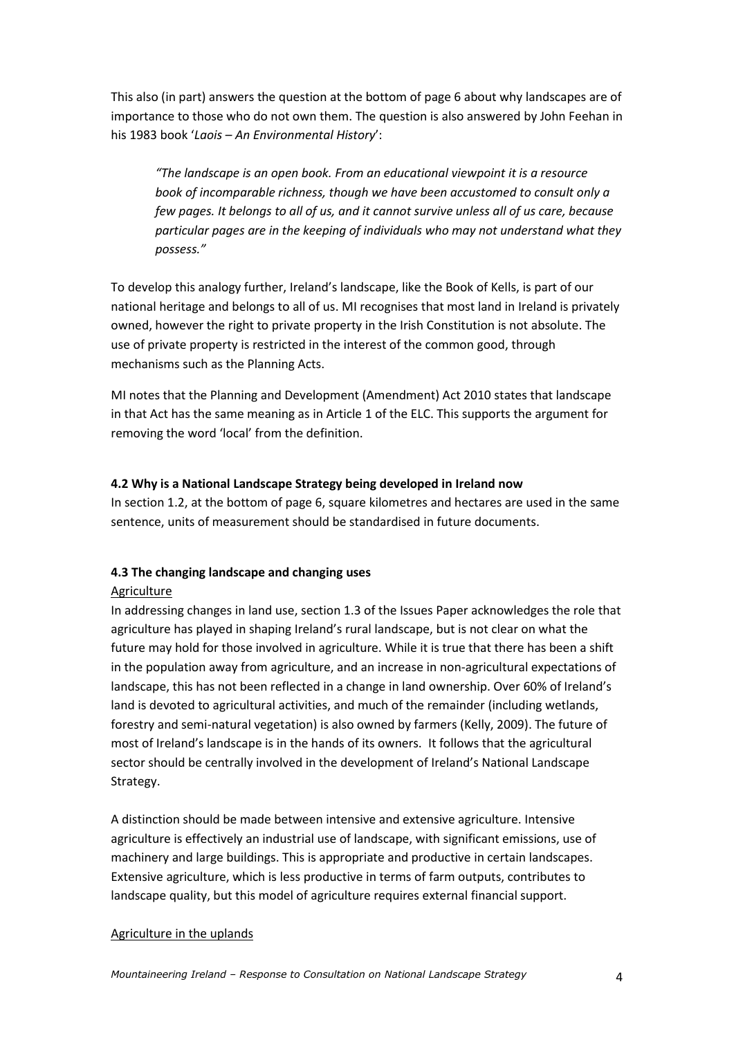This also (in part) answers the question at the bottom of page 6 about why landscapes are of importance to those who do not own them. The question is also answered by John Feehan in his 1983 book '*Laois – An Environmental History*':

> *"The landscape is an open book. From an educational viewpoint it is a resource book of incomparable richness, though we have been accustomed to consult only a few pages. It belongs to all of us, and it cannot survive unless all of us care, because particular pages are in the keeping of individuals who may not understand what they possess."*

To develop this analogy further, Ireland's landscape, like the Book of Kells, is part of our national heritage and belongs to all of us. MI recognises that most land in Ireland is privately owned, however the right to private property in the Irish Constitution is not absolute. The use of private property is restricted in the interest of the common good, through mechanisms such as the Planning Acts.

MI notes that the Planning and Development (Amendment) Act 2010 states that landscape in that Act has the same meaning as in Article 1 of the ELC. This supports the argument for removing the word 'local' from the definition.

### 4.2 Why is a National Landscape Strategy being developed in Ireland now

In section 1.2, at the bottom of page 6, square kilometres and hectares are used in the same sentence, units of measurement should be standardised in future documents.

### 4.3 The changing landscape and changing uses

Agriculture

In addressing changes in land use, section 1.3 of the Issues Paper acknowledges the role that agriculture has played in shaping Ireland's rural landscape, but is not clear on what the future may hold for those involved in agriculture. While it is true that there has been a shift in the population away from agriculture, and an increase in non-agricultural expectations of landscape, this has not been reflected in a change in land ownership. Over 60% of Ireland's land is devoted to agricultural activities, and much of the remainder (including wetlands, forestry and semi-natural vegetation) is also owned by farmers (Kelly, 2009). The future of most of Ireland's landscape is in the hands of its owners. It follows that the agricultural sector should be centrally involved in the development of Ireland's National Landscape Strategy.

A distinction should be made between intensive and extensive agriculture. Intensive agriculture is effectively an industrial use of landscape, with significant emissions, use of machinery and large buildings. This is appropriate and productive in certain landscapes. Extensive agriculture, which is less productive in terms of farm outputs, contributes to landscape quality, but this model of agriculture requires external financial support.

Agriculture in the uplands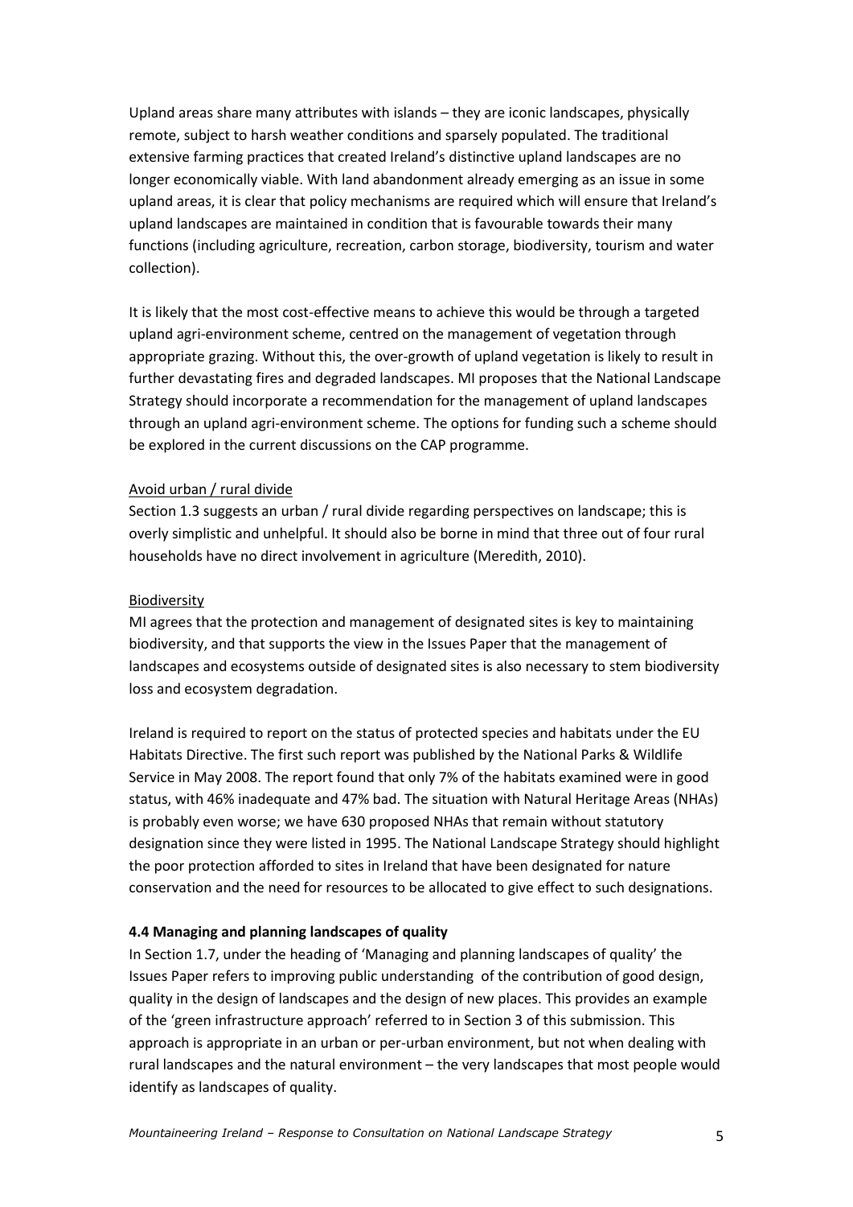Upland areas share many attributes with islands – they are iconic landscapes, physically remote, subject to harsh weather conditions and sparsely populated. The traditional extensive farming practices that created Ireland's distinctive upland landscapes are no longer economically viable. With land abandonment already emerging as an issue in some upland areas, it is clear that policy mechanisms are required which will ensure that Ireland's upland landscapes are maintained in condition that is favourable towards their many functions (including agriculture, recreation, carbon storage, biodiversity, tourism and water collection).

It is likely that the most cost-effective means to achieve this would be through a targeted upland agri-environment scheme, centred on the management of vegetation through appropriate grazing. Without this, the over-growth of upland vegetation is likely to result in further devastating fires and degraded landscapes. MI proposes that the National Landscape Strategy should incorporate a recommendation for the management of upland landscapes through an upland agri-environment scheme. The options for funding such a scheme should be explored in the current discussions on the CAP programme.

Avoid urban / rural divide

Section 1.3 suggests an urban / rural divide regarding perspectives on landscape; this is overly simplistic and unhelpful. It should also be borne in mind that three out of four rural households have no direct involvement in agriculture (Meredith, 2010).

Biodiversity

MI agrees that the protection and management of designated sites is key to maintaining biodiversity, and that supports the view in the Issues Paper that the management of landscapes and ecosystems outside of designated sites is also necessary to stem biodiversity loss and ecosystem degradation.

Ireland is required to report on the status of protected species and habitats under the EU Habitats Directive. The first such report was published by the National Parks & Wildlife Service in May 2008. The report found that only 7% of the habitats examined were in good status, with 46% inadequate and 47% bad. The situation with Natural Heritage Areas (NHAs) is probably even worse; we have 630 proposed NHAs that remain without statutory designation since they were listed in 1995. The National Landscape Strategy should highlight the poor protection afforded to sites in Ireland that have been designated for nature conservation and the need for resources to be allocated to give effect to such designations.

### 4.4 Managing and planning landscapes of quality

In Section 1.7, under the heading of 'Managing and planning landscapes of quality' the Issues Paper refers to improving public understanding of the contribution of good design, quality in the design of landscapes and the design of new places. This provides an example of the 'green infrastructure approach' referred to in Section 3 of this submission. This approach is appropriate in an urban or per-urban environment, but not when dealing with rural landscapes and the natural environment – the very landscapes that most people would identify as landscapes of quality.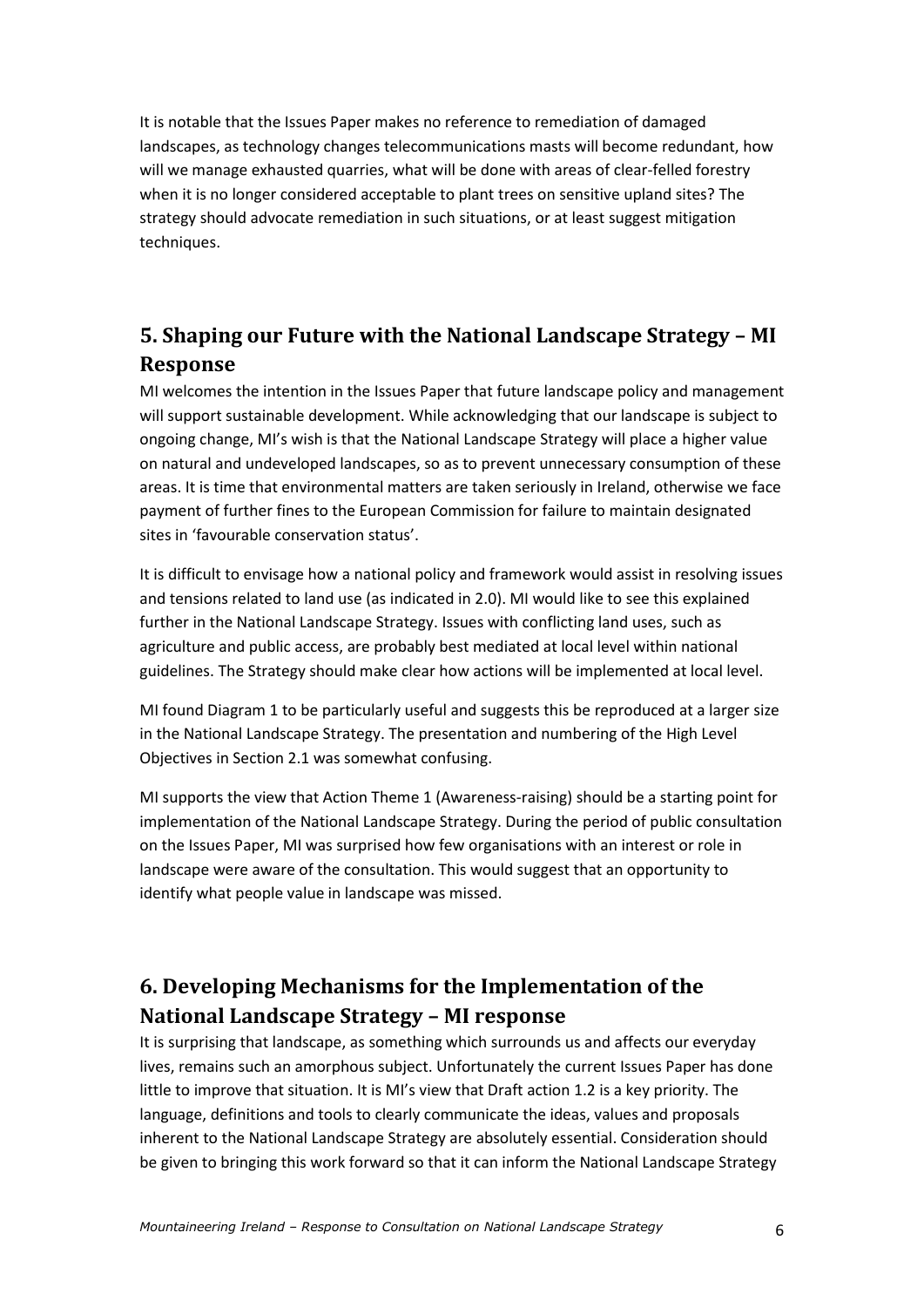It is notable that the Issues Paper makes no reference to remediation of damaged landscapes, as technology changes telecommunications masts will become redundant, how will we manage exhausted quarries, what will be done with areas of clear-felled forestry when it is no longer considered acceptable to plant trees on sensitive upland sites? The strategy should advocate remediation in such situations, or at least suggest mitigation techniques.

## 5. Shaping our Future with the National Landscape Strategy – MI Response

MI welcomes the intention in the Issues Paper that future landscape policy and management will support sustainable development. While acknowledging that our landscape is subject to ongoing change, MI's wish is that the National Landscape Strategy will place a higher value on natural and undeveloped landscapes, so as to prevent unnecessary consumption of these areas. It is time that environmental matters are taken seriously in Ireland, otherwise we face payment of further fines to the European Commission for failure to maintain designated sites in 'favourable conservation status'.

It is difficult to envisage how a national policy and framework would assist in resolving issues and tensions related to land use (as indicated in 2.0). MI would like to see this explained further in the National Landscape Strategy. Issues with conflicting land uses, such as agriculture and public access, are probably best mediated at local level within national guidelines. The Strategy should make clear how actions will be implemented at local level.

MI found Diagram 1 to be particularly useful and suggests this be reproduced at a larger size in the National Landscape Strategy. The presentation and numbering of the High Level Objectives in Section 2.1 was somewhat confusing.

MI supports the view that Action Theme 1 (Awareness-raising) should be a starting point for implementation of the National Landscape Strategy. During the period of public consultation on the Issues Paper, MI was surprised how few organisations with an interest or role in landscape were aware of the consultation. This would suggest that an opportunity to identify what people value in landscape was missed.

## 6. Developing Mechanisms for the Implementation of the National Landscape Strategy – MI response

It is surprising that landscape, as something which surrounds us and affects our everyday lives, remains such an amorphous subject. Unfortunately the current Issues Paper has done little to improve that situation. It is MI's view that Draft action 1.2 is a key priority. The language, definitions and tools to clearly communicate the ideas, values and proposals inherent to the National Landscape Strategy are absolutely essential. Consideration should be given to bringing this work forward so that it can inform the National Landscape Strategy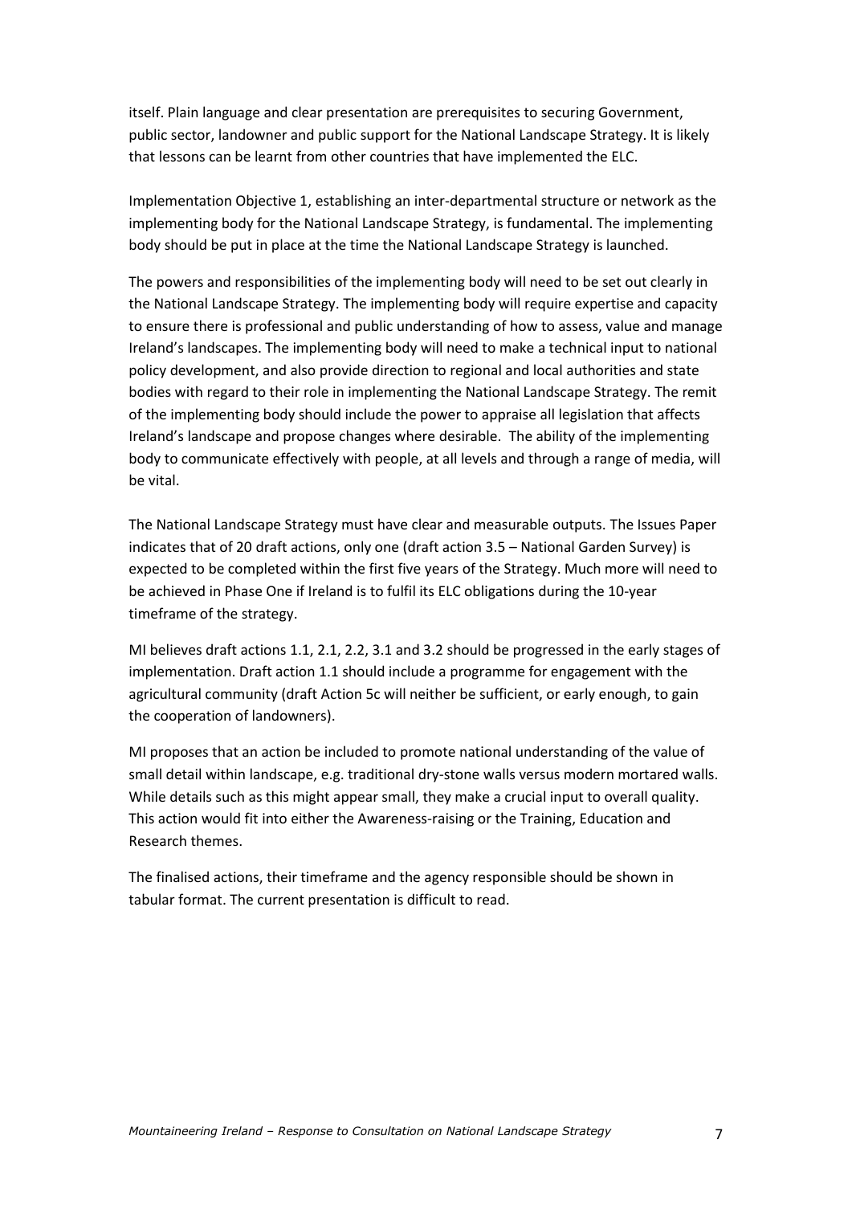itself. Plain language and clear presentation are prerequisites to securing Government, public sector, landowner and public support for the National Landscape Strategy. It is likely that lessons can be learnt from other countries that have implemented the ELC.

Implementation Objective 1, establishing an inter-departmental structure or network as the implementing body for the National Landscape Strategy, is fundamental. The implementing body should be put in place at the time the National Landscape Strategy is launched.

The powers and responsibilities of the implementing body will need to be set out clearly in the National Landscape Strategy. The implementing body will require expertise and capacity to ensure there is professional and public understanding of how to assess, value and manage Ireland's landscapes. The implementing body will need to make a technical input to national policy development, and also provide direction to regional and local authorities and state bodies with regard to their role in implementing the National Landscape Strategy. The remit of the implementing body should include the power to appraise all legislation that affects Ireland's landscape and propose changes where desirable. The ability of the implementing body to communicate effectively with people, at all levels and through a range of media, will be vital.

The National Landscape Strategy must have clear and measurable outputs. The Issues Paper indicates that of 20 draft actions, only one (draft action 3.5 – National Garden Survey) is expected to be completed within the first five years of the Strategy. Much more will need to be achieved in Phase One if Ireland is to fulfil its ELC obligations during the 10-year timeframe of the strategy.

MI believes draft actions 1.1, 2.1, 2.2, 3.1 and 3.2 should be progressed in the early stages of implementation. Draft action 1.1 should include a programme for engagement with the agricultural community (draft Action 5c will neither be sufficient, or early enough, to gain the cooperation of landowners).

MI proposes that an action be included to promote national understanding of the value of small detail within landscape, e.g. traditional dry-stone walls versus modern mortared walls. While details such as this might appear small, they make a crucial input to overall quality. This action would fit into either the Awareness-raising or the Training, Education and Research themes.

The finalised actions, their timeframe and the agency responsible should be shown in tabular format. The current presentation is difficult to read.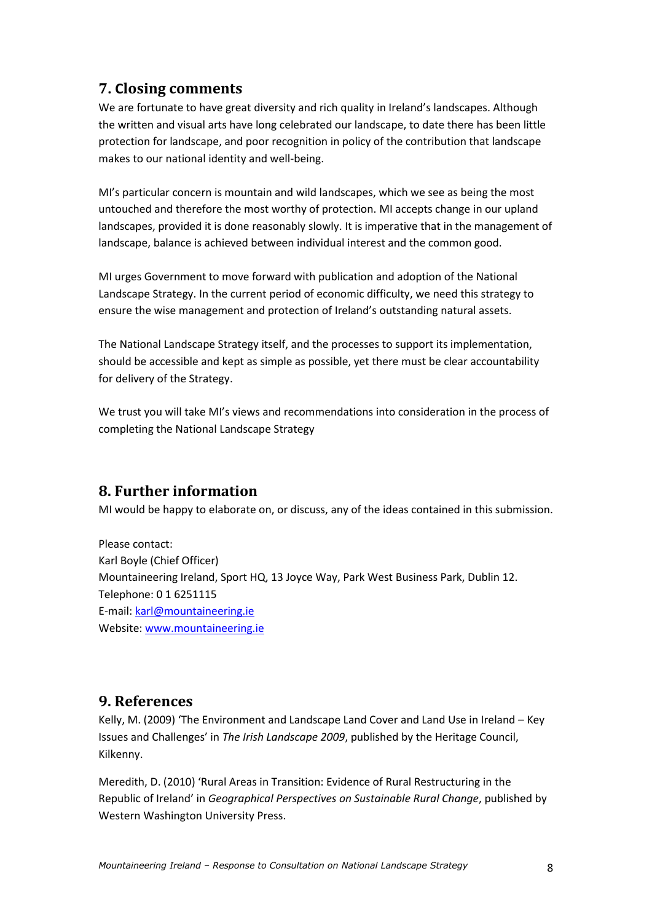## 7. Closing comments

We are fortunate to have great diversity and rich quality in Ireland's landscapes. Although the written and visual arts have long celebrated our landscape, to date there has been little protection for landscape, and poor recognition in policy of the contribution that landscape makes to our national identity and well-being.

MI's particular concern is mountain and wild landscapes, which we see as being the most untouched and therefore the most worthy of protection. MI accepts change in our upland landscapes, provided it is done reasonably slowly. It is imperative that in the management of landscape, balance is achieved between individual interest and the common good.

MI urges Government to move forward with publication and adoption of the National Landscape Strategy. In the current period of economic difficulty, we need this strategy to ensure the wise management and protection of Ireland's outstanding natural assets.

The National Landscape Strategy itself, and the processes to support its implementation, should be accessible and kept as simple as possible, yet there must be clear accountability for delivery of the Strategy.

We trust you will take MI's views and recommendations into consideration in the process of completing the National Landscape Strategy

## 8. Further information

MI would be happy to elaborate on, or discuss, any of the ideas contained in this submission.

Please contact:
Karl Boyle (Chief Officer)
Mountaineering Ireland, Sport HQ, 13 Joyce Way, Park West Business Park, Dublin 12.
Telephone: 0 1 6251115
E-mail: karl@mountaineering.ie
Website: www.mountaineering.ie

## 9. References

Kelly, M. (2009) 'The Environment and Landscape Land Cover and Land Use in Ireland – Key Issues and Challenges' in *The Irish Landscape 2009*, published by the Heritage Council, Kilkenny.

Meredith, D. (2010) 'Rural Areas in Transition: Evidence of Rural Restructuring in the Republic of Ireland' in *Geographical Perspectives on Sustainable Rural Change*, published by Western Washington University Press.